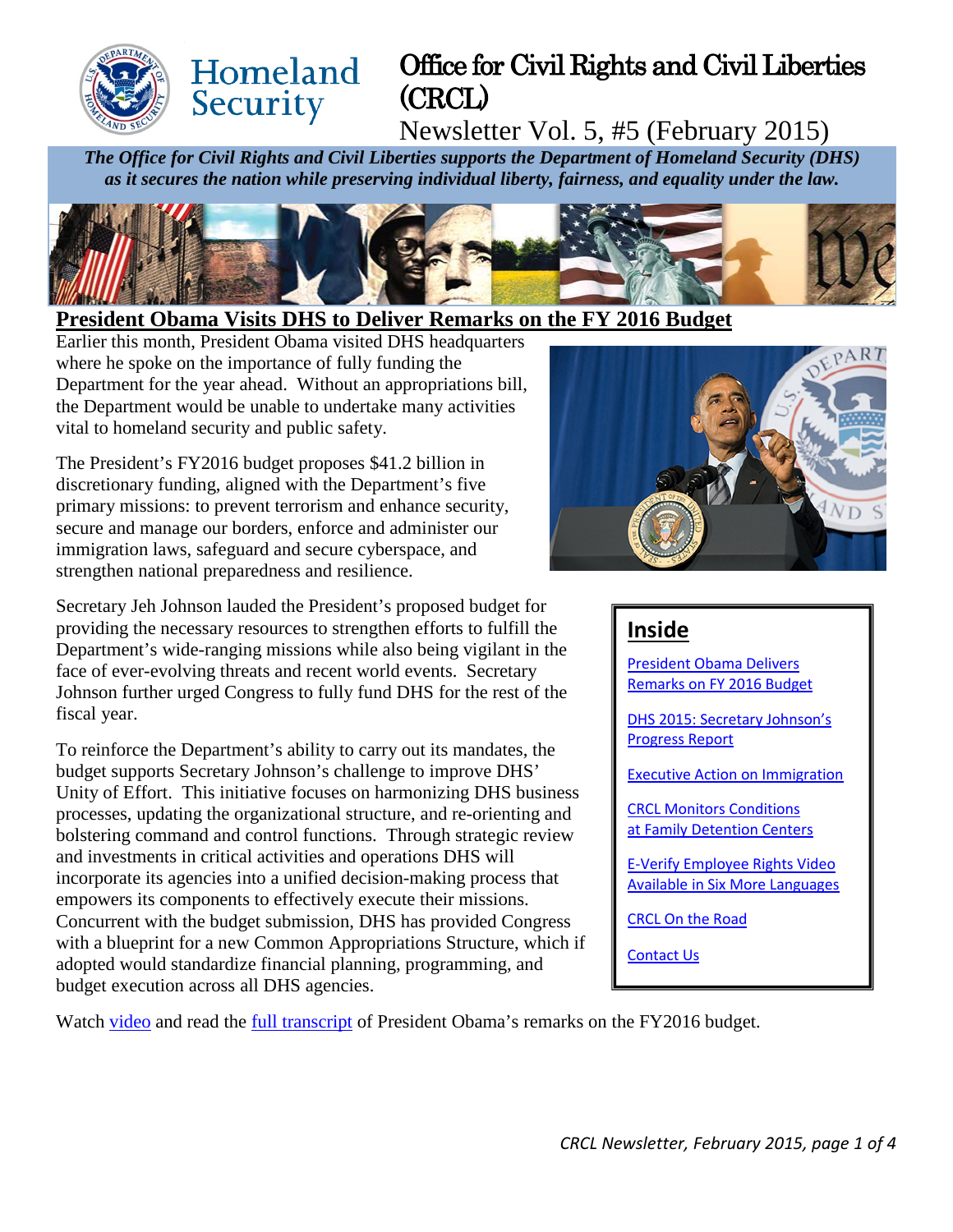# Office for Civil Rights and Civil Liberties (CRCL)

Newsletter Vol. 5, #5 (February 2015)

***The Office for Civil Rights and Civil Liberties supports the Department of Homeland Security (DHS) as it secures the nation while preserving individual liberty, fairness, and equality under the law.***

## President Obama Visits DHS to Deliver Remarks on the FY 2016 Budget

Earlier this month, President Obama visited DHS headquarters where he spoke on the importance of fully funding the Department for the year ahead. Without an appropriations bill, the Department would be unable to undertake many activities vital to homeland security and public safety.

The President's FY2016 budget proposes $41.2 billion in discretionary funding, aligned with the Department's five primary missions: to prevent terrorism and enhance security, secure and manage our borders, enforce and administer our immigration laws, safeguard and secure cyberspace, and strengthen national preparedness and resilience.

Secretary Jeh Johnson lauded the President's proposed budget for providing the necessary resources to strengthen efforts to fulfill the Department's wide-ranging missions while also being vigilant in the face of ever-evolving threats and recent world events. Secretary Johnson further urged Congress to fully fund DHS for the rest of the fiscal year.

To reinforce the Department's ability to carry out its mandates, the budget supports Secretary Johnson's challenge to improve DHS' Unity of Effort. This initiative focuses on harmonizing DHS business processes, updating the organizational structure, and re-orienting and bolstering command and control functions. Through strategic review and investments in critical activities and operations DHS will incorporate its agencies into a unified decision-making process that empowers its components to effectively execute their missions. Concurrent with the budget submission, DHS has provided Congress with a blueprint for a new Common Appropriations Structure, which if adopted would standardize financial planning, programming, and budget execution across all DHS agencies.

Watch video and read the full transcript of President Obama's remarks on the FY2016 budget.

### Inside

- President Obama Delivers Remarks on FY 2016 Budget
- DHS 2015: Secretary Johnson's Progress Report
- Executive Action on Immigration
- CRCL Monitors Conditions at Family Detention Centers
- E-Verify Employee Rights Video Available in Six More Languages
- CRCL On the Road
- Contact Us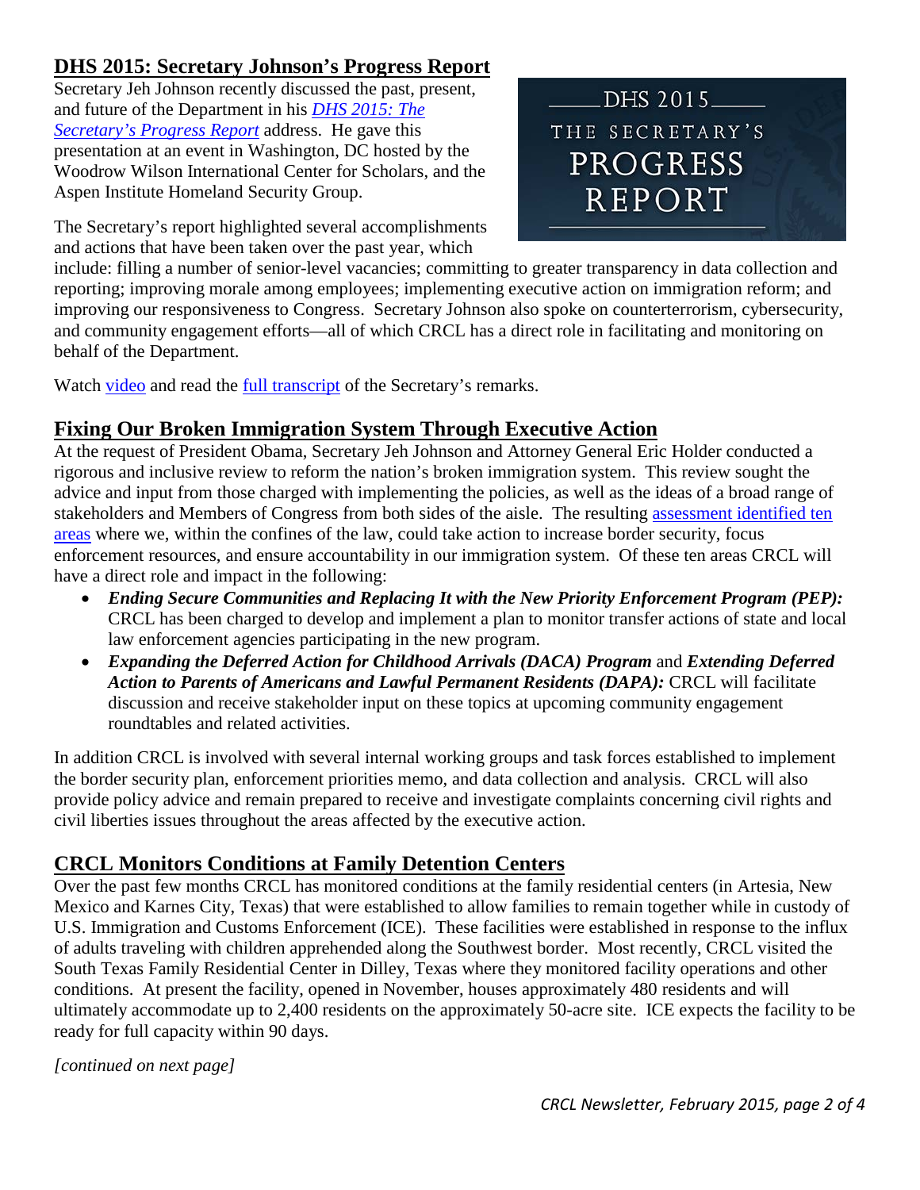## DHS 2015: Secretary Johnson's Progress Report

Secretary Jeh Johnson recently discussed the past, present, and future of the Department in his *DHS 2015: The Secretary's Progress Report* address. He gave this presentation at an event in Washington, DC hosted by the Woodrow Wilson International Center for Scholars, and the Aspen Institute Homeland Security Group.

The Secretary's report highlighted several accomplishments and actions that have been taken over the past year, which include: filling a number of senior-level vacancies; committing to greater transparency in data collection and reporting; improving morale among employees; implementing executive action on immigration reform; and improving our responsiveness to Congress. Secretary Johnson also spoke on counterterrorism, cybersecurity, and community engagement efforts—all of which CRCL has a direct role in facilitating and monitoring on behalf of the Department.

Watch video and read the full transcript of the Secretary's remarks.

## Fixing Our Broken Immigration System Through Executive Action

At the request of President Obama, Secretary Jeh Johnson and Attorney General Eric Holder conducted a rigorous and inclusive review to reform the nation's broken immigration system. This review sought the advice and input from those charged with implementing the policies, as well as the ideas of a broad range of stakeholders and Members of Congress from both sides of the aisle. The resulting assessment identified ten areas where we, within the confines of the law, could take action to increase border security, focus enforcement resources, and ensure accountability in our immigration system. Of these ten areas CRCL will have a direct role and impact in the following:

- ***Ending Secure Communities and Replacing It with the New Priority Enforcement Program (PEP):*** CRCL has been charged to develop and implement a plan to monitor transfer actions of state and local law enforcement agencies participating in the new program.
- ***Expanding the Deferred Action for Childhood Arrivals (DACA) Program*** and ***Extending Deferred Action to Parents of Americans and Lawful Permanent Residents (DAPA):*** CRCL will facilitate discussion and receive stakeholder input on these topics at upcoming community engagement roundtables and related activities.

In addition CRCL is involved with several internal working groups and task forces established to implement the border security plan, enforcement priorities memo, and data collection and analysis. CRCL will also provide policy advice and remain prepared to receive and investigate complaints concerning civil rights and civil liberties issues throughout the areas affected by the executive action.

## CRCL Monitors Conditions at Family Detention Centers

Over the past few months CRCL has monitored conditions at the family residential centers (in Artesia, New Mexico and Karnes City, Texas) that were established to allow families to remain together while in custody of U.S. Immigration and Customs Enforcement (ICE). These facilities were established in response to the influx of adults traveling with children apprehended along the Southwest border. Most recently, CRCL visited the South Texas Family Residential Center in Dilley, Texas where they monitored facility operations and other conditions. At present the facility, opened in November, houses approximately 480 residents and will ultimately accommodate up to 2,400 residents on the approximately 50-acre site. ICE expects the facility to be ready for full capacity within 90 days.

*[continued on next page]*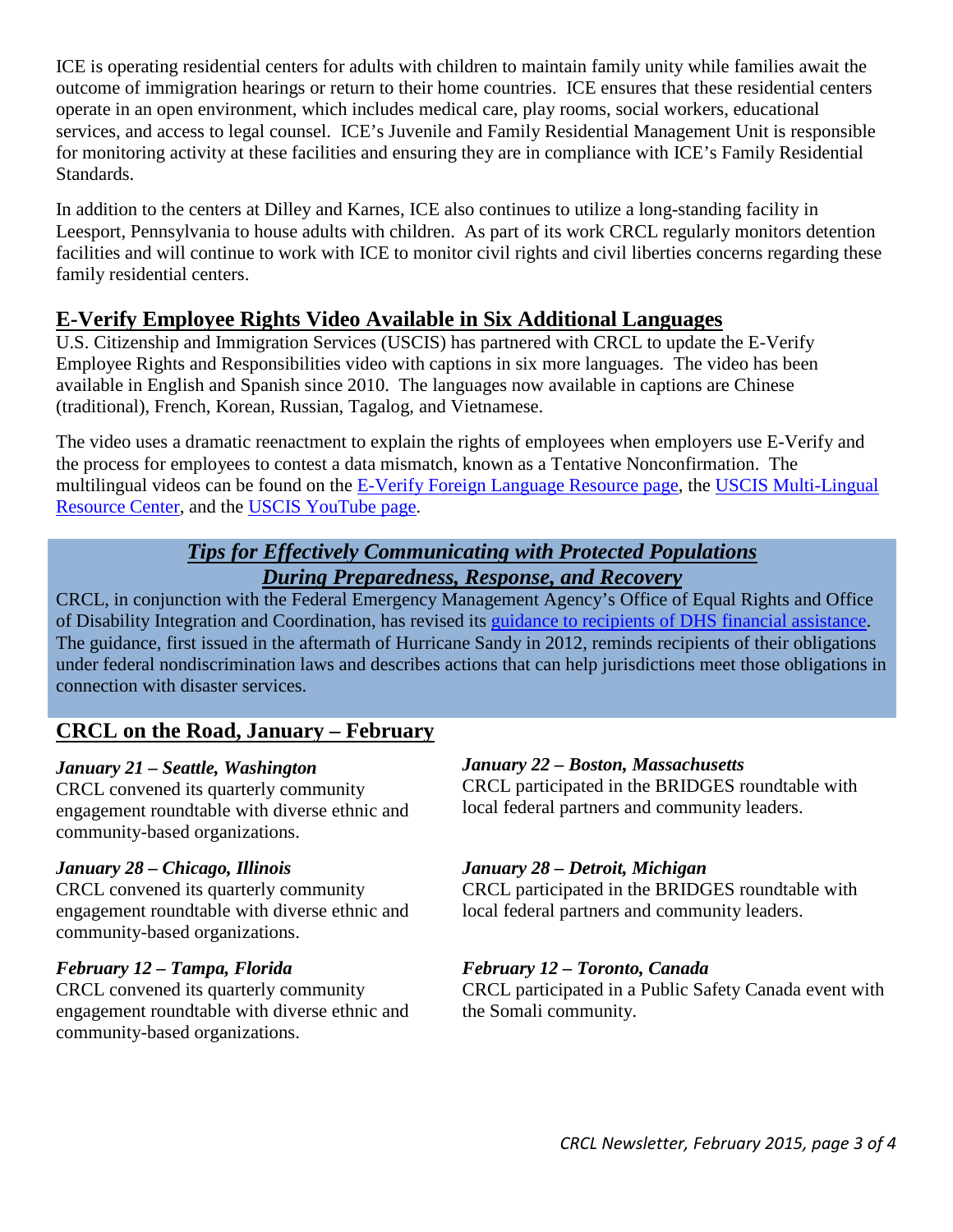ICE is operating residential centers for adults with children to maintain family unity while families await the outcome of immigration hearings or return to their home countries. ICE ensures that these residential centers operate in an open environment, which includes medical care, play rooms, social workers, educational services, and access to legal counsel. ICE's Juvenile and Family Residential Management Unit is responsible for monitoring activity at these facilities and ensuring they are in compliance with ICE's Family Residential Standards.

In addition to the centers at Dilley and Karnes, ICE also continues to utilize a long-standing facility in Leesport, Pennsylvania to house adults with children. As part of its work CRCL regularly monitors detention facilities and will continue to work with ICE to monitor civil rights and civil liberties concerns regarding these family residential centers.

## E-Verify Employee Rights Video Available in Six Additional Languages

U.S. Citizenship and Immigration Services (USCIS) has partnered with CRCL to update the E-Verify Employee Rights and Responsibilities video with captions in six more languages. The video has been available in English and Spanish since 2010. The languages now available in captions are Chinese (traditional), French, Korean, Russian, Tagalog, and Vietnamese.

The video uses a dramatic reenactment to explain the rights of employees when employers use E-Verify and the process for employees to contest a data mismatch, known as a Tentative Nonconfirmation. The multilingual videos can be found on the E-Verify Foreign Language Resource page, the USCIS Multi-Lingual Resource Center, and the USCIS YouTube page.

## *Tips for Effectively Communicating with Protected Populations During Preparedness, Response, and Recovery*

CRCL, in conjunction with the Federal Emergency Management Agency's Office of Equal Rights and Office of Disability Integration and Coordination, has revised its guidance to recipients of DHS financial assistance. The guidance, first issued in the aftermath of Hurricane Sandy in 2012, reminds recipients of their obligations under federal nondiscrimination laws and describes actions that can help jurisdictions meet those obligations in connection with disaster services.

## CRCL on the Road, January – February

***January 21 – Seattle, Washington***
CRCL convened its quarterly community engagement roundtable with diverse ethnic and community-based organizations.

***January 28 – Chicago, Illinois***
CRCL convened its quarterly community engagement roundtable with diverse ethnic and community-based organizations.

***February 12 – Tampa, Florida***
CRCL convened its quarterly community engagement roundtable with diverse ethnic and community-based organizations.

***January 22 – Boston, Massachusetts***
CRCL participated in the BRIDGES roundtable with local federal partners and community leaders.

***January 28 – Detroit, Michigan***
CRCL participated in the BRIDGES roundtable with local federal partners and community leaders.

***February 12 – Toronto, Canada***
CRCL participated in a Public Safety Canada event with the Somali community.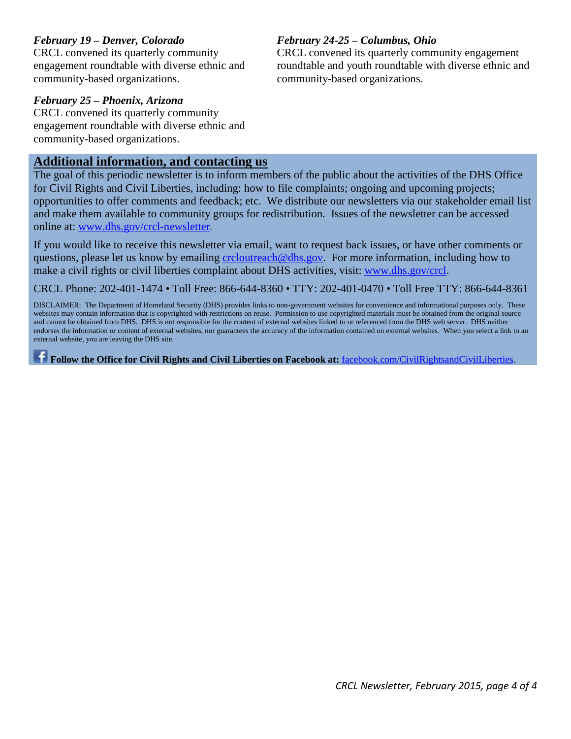*February 19 – Denver, Colorado*
CRCL convened its quarterly community engagement roundtable with diverse ethnic and community-based organizations.

*February 25 – Phoenix, Arizona*
CRCL convened its quarterly community engagement roundtable with diverse ethnic and community-based organizations.

*February 24-25 – Columbus, Ohio*
CRCL convened its quarterly community engagement roundtable and youth roundtable with diverse ethnic and community-based organizations.

## Additional information, and contacting us

The goal of this periodic newsletter is to inform members of the public about the activities of the DHS Office for Civil Rights and Civil Liberties, including: how to file complaints; ongoing and upcoming projects; opportunities to offer comments and feedback; etc. We distribute our newsletters via our stakeholder email list and make them available to community groups for redistribution. Issues of the newsletter can be accessed online at: www.dhs.gov/crcl-newsletter.

If you would like to receive this newsletter via email, want to request back issues, or have other comments or questions, please let us know by emailing crcloutreach@dhs.gov. For more information, including how to make a civil rights or civil liberties complaint about DHS activities, visit: www.dhs.gov/crcl.

CRCL Phone: 202-401-1474 • Toll Free: 866-644-8360 • TTY: 202-401-0470 • Toll Free TTY: 866-644-8361

DISCLAIMER: The Department of Homeland Security (DHS) provides links to non-government websites for convenience and informational purposes only. These websites may contain information that is copyrighted with restrictions on reuse. Permission to use copyrighted materials must be obtained from the original source and cannot be obtained from DHS. DHS is not responsible for the content of external websites linked to or referenced from the DHS web server. DHS neither endorses the information or content of external websites, nor guarantees the accuracy of the information contained on external websites. When you select a link to an external website, you are leaving the DHS site.

**Follow the Office for Civil Rights and Civil Liberties on Facebook at:** facebook.com/CivilRightsandCivilLiberties.